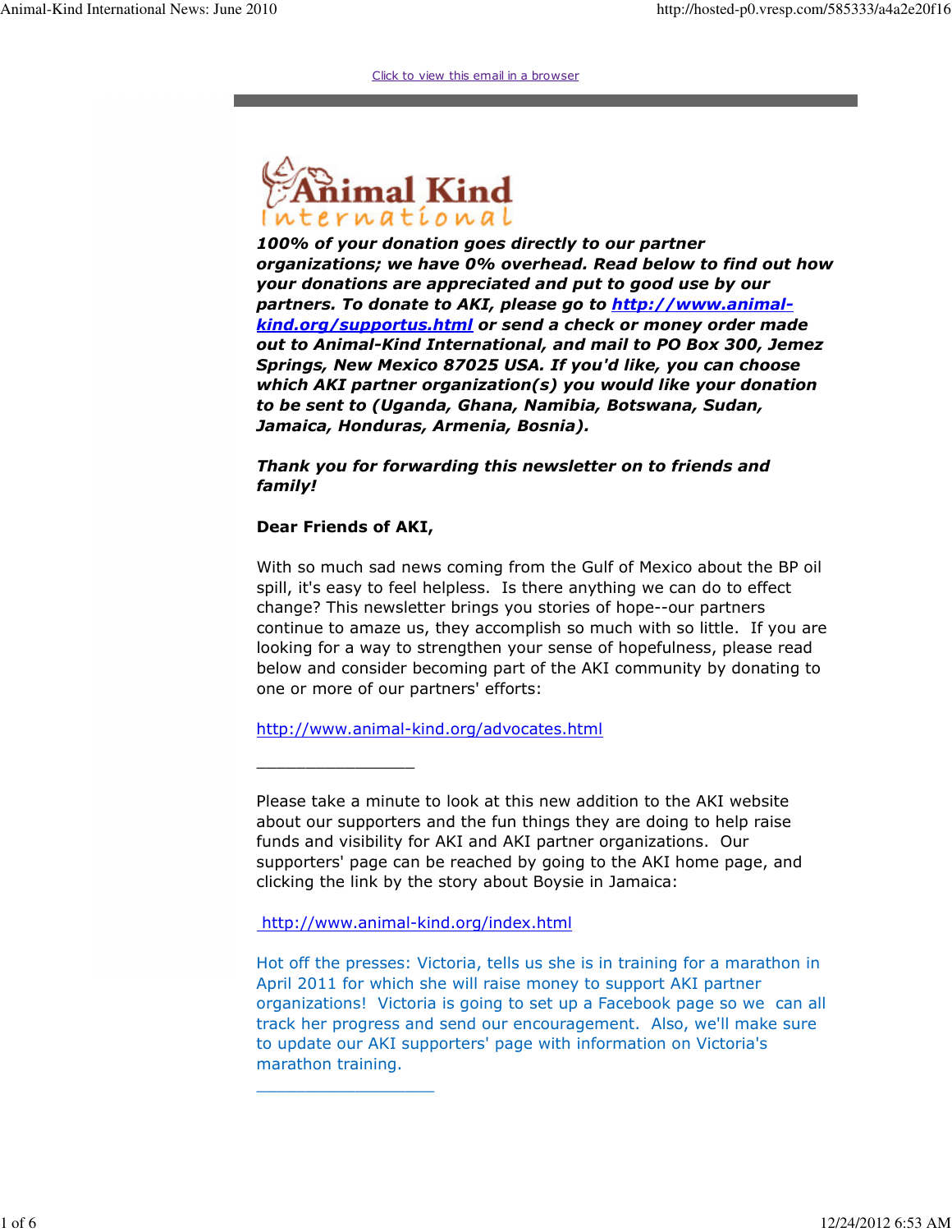Click to view this email in a browser

Animal Kind International

***100% of your donation goes directly to our partner organizations; we have 0% overhead. Read below to find out how your donations are appreciated and put to good use by our partners. To donate to AKI, please go to [http://www.animal-kind.org/supportus.html](http://www.animal-kind.org/supportus.html) or send a check or money order made out to Animal-Kind International, and mail to PO Box 300, Jemez Springs, New Mexico 87025 USA. If you'd like, you can choose which AKI partner organization(s) you would like your donation to be sent to (Uganda, Ghana, Namibia, Botswana, Sudan, Jamaica, Honduras, Armenia, Bosnia).***

***Thank you for forwarding this newsletter on to friends and family!***

**Dear Friends of AKI,**

With so much sad news coming from the Gulf of Mexico about the BP oil spill, it's easy to feel helpless. Is there anything we can do to effect change? This newsletter brings you stories of hope--our partners continue to amaze us, they accomplish so much with so little. If you are looking for a way to strengthen your sense of hopefulness, please read below and consider becoming part of the AKI community by donating to one or more of our partners' efforts:

[http://www.animal-kind.org/advocates.html](http://www.animal-kind.org/advocates.html)

---

Please take a minute to look at this new addition to the AKI website about our supporters and the fun things they are doing to help raise funds and visibility for AKI and AKI partner organizations. Our supporters' page can be reached by going to the AKI home page, and clicking the link by the story about Boysie in Jamaica:

[http://www.animal-kind.org/index.html](http://www.animal-kind.org/index.html)

Hot off the presses: Victoria, tells us she is in training for a marathon in April 2011 for which she will raise money to support AKI partner organizations! Victoria is going to set up a Facebook page so we can all track her progress and send our encouragement. Also, we'll make sure to update our AKI supporters' page with information on Victoria's marathon training.

---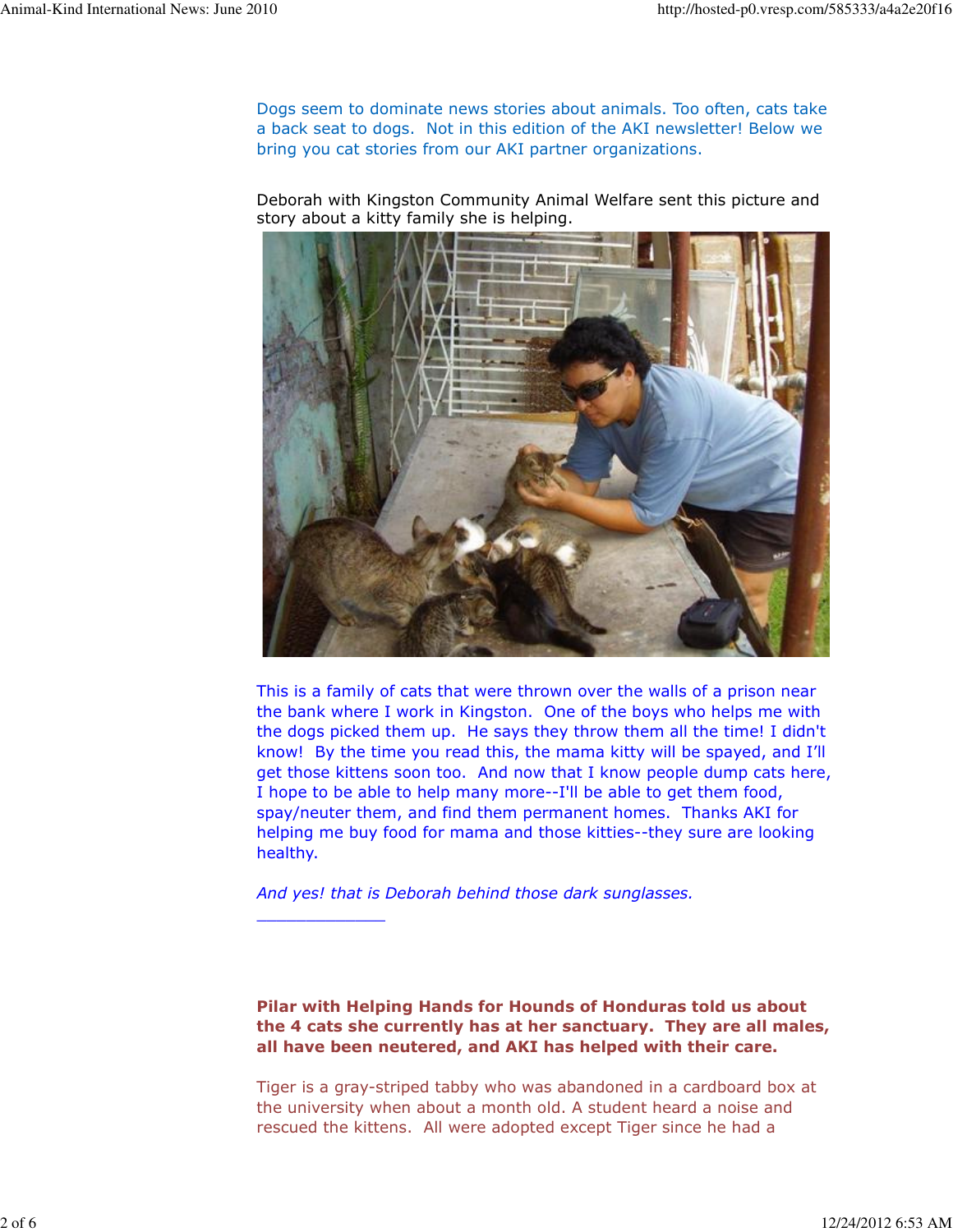Dogs seem to dominate news stories about animals. Too often, cats take a back seat to dogs. Not in this edition of the AKI newsletter! Below we bring you cat stories from our AKI partner organizations.

Deborah with Kingston Community Animal Welfare sent this picture and story about a kitty family she is helping.

This is a family of cats that were thrown over the walls of a prison near the bank where I work in Kingston. One of the boys who helps me with the dogs picked them up. He says they throw them all the time! I didn't know! By the time you read this, the mama kitty will be spayed, and I'll get those kittens soon too. And now that I know people dump cats here, I hope to be able to help many more--I'll be able to get them food, spay/neuter them, and find them permanent homes. Thanks AKI for helping me buy food for mama and those kitties--they sure are looking healthy.

*And yes! that is Deborah behind those dark sunglasses.*

_____________

**Pilar with Helping Hands for Hounds of Honduras told us about the 4 cats she currently has at her sanctuary. They are all males, all have been neutered, and AKI has helped with their care.**

Tiger is a gray-striped tabby who was abandoned in a cardboard box at the university when about a month old. A student heard a noise and rescued the kittens. All were adopted except Tiger since he had a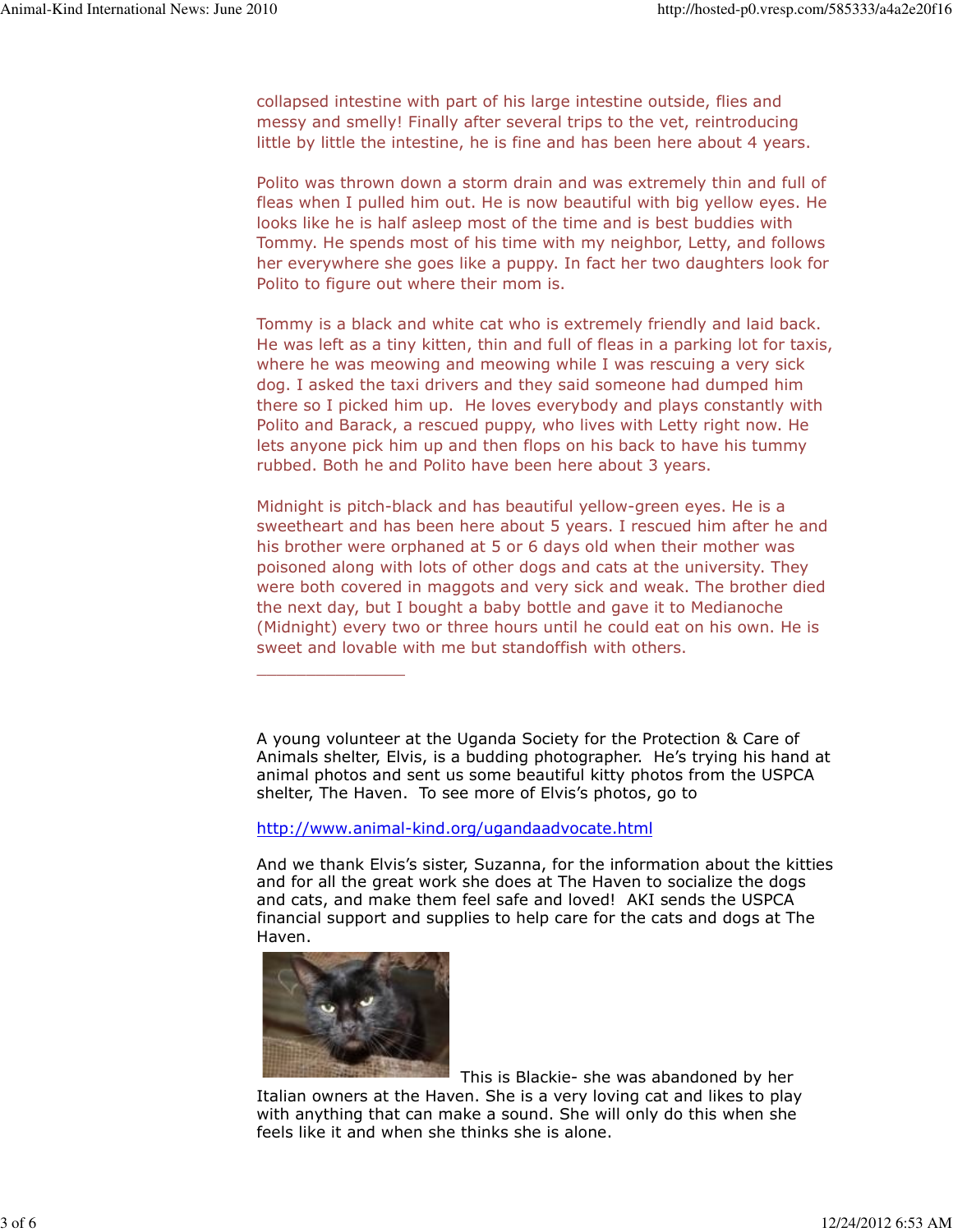collapsed intestine with part of his large intestine outside, flies and messy and smelly! Finally after several trips to the vet, reintroducing little by little the intestine, he is fine and has been here about 4 years.

Polito was thrown down a storm drain and was extremely thin and full of fleas when I pulled him out. He is now beautiful with big yellow eyes. He looks like he is half asleep most of the time and is best buddies with Tommy. He spends most of his time with my neighbor, Letty, and follows her everywhere she goes like a puppy. In fact her two daughters look for Polito to figure out where their mom is.

Tommy is a black and white cat who is extremely friendly and laid back. He was left as a tiny kitten, thin and full of fleas in a parking lot for taxis, where he was meowing and meowing while I was rescuing a very sick dog. I asked the taxi drivers and they said someone had dumped him there so I picked him up. He loves everybody and plays constantly with Polito and Barack, a rescued puppy, who lives with Letty right now. He lets anyone pick him up and then flops on his back to have his tummy rubbed. Both he and Polito have been here about 3 years.

Midnight is pitch-black and has beautiful yellow-green eyes. He is a sweetheart and has been here about 5 years. I rescued him after he and his brother were orphaned at 5 or 6 days old when their mother was poisoned along with lots of other dogs and cats at the university. They were both covered in maggots and very sick and weak. The brother died the next day, but I bought a baby bottle and gave it to Medianoche (Midnight) every two or three hours until he could eat on his own. He is sweet and lovable with me but standoffish with others.

---

A young volunteer at the Uganda Society for the Protection & Care of Animals shelter, Elvis, is a budding photographer. He's trying his hand at animal photos and sent us some beautiful kitty photos from the USPCA shelter, The Haven. To see more of Elvis's photos, go to

http://www.animal-kind.org/ugandaadvocate.html

And we thank Elvis's sister, Suzanna, for the information about the kitties and for all the great work she does at The Haven to socialize the dogs and cats, and make them feel safe and loved! AKI sends the USPCA financial support and supplies to help care for the cats and dogs at The Haven.

This is Blackie- she was abandoned by her Italian owners at the Haven. She is a very loving cat and likes to play with anything that can make a sound. She will only do this when she feels like it and when she thinks she is alone.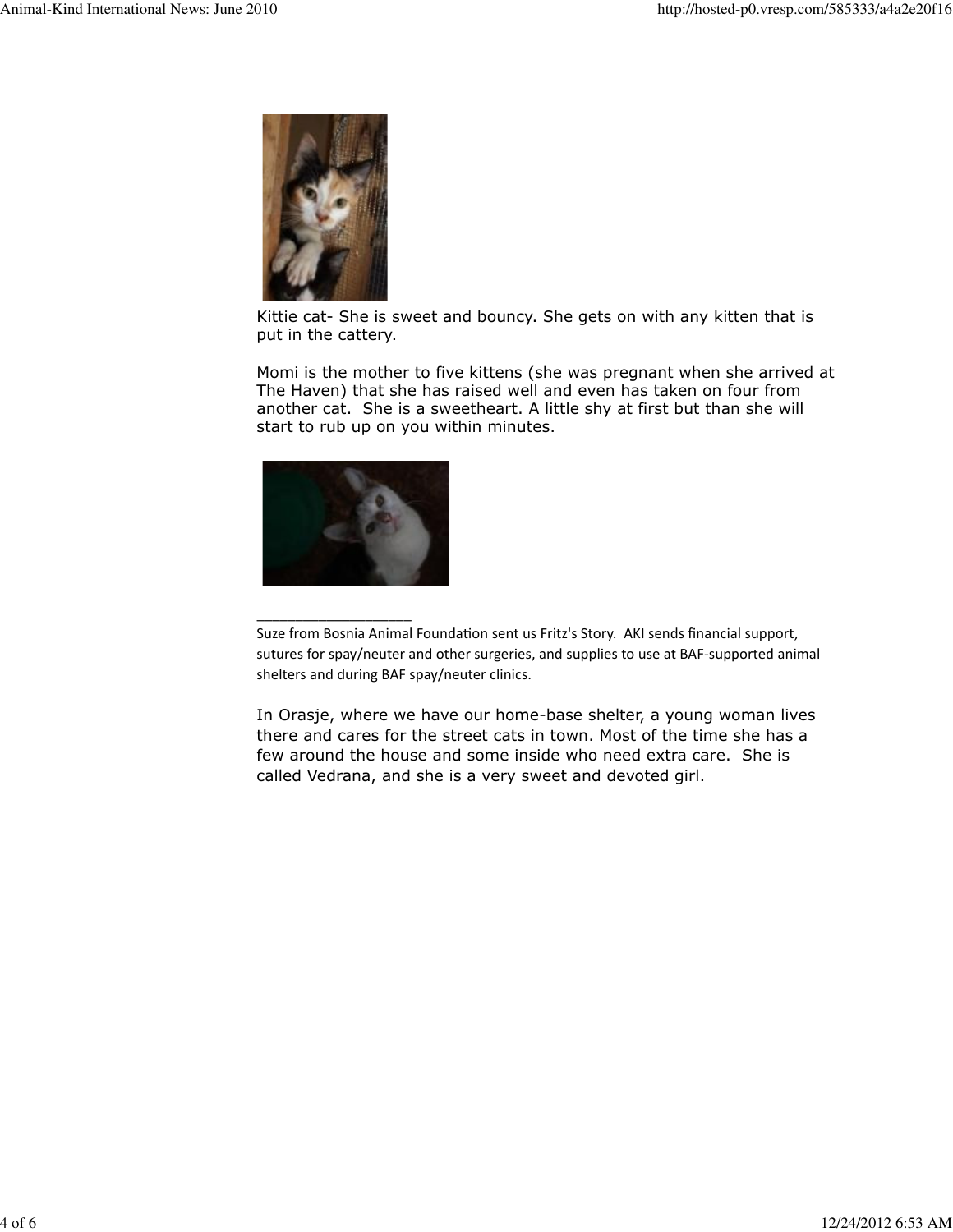Kittie cat- She is sweet and bouncy. She gets on with any kitten that is put in the cattery.

Momi is the mother to five kittens (she was pregnant when she arrived at The Haven) that she has raised well and even has taken on four from another cat. She is a sweetheart. A little shy at first but than she will start to rub up on you within minutes.

_________________

Suze from Bosnia Animal Foundation sent us Fritz's Story. AKI sends financial support, sutures for spay/neuter and other surgeries, and supplies to use at BAF-supported animal shelters and during BAF spay/neuter clinics.

In Orasje, where we have our home-base shelter, a young woman lives there and cares for the street cats in town. Most of the time she has a few around the house and some inside who need extra care. She is called Vedrana, and she is a very sweet and devoted girl.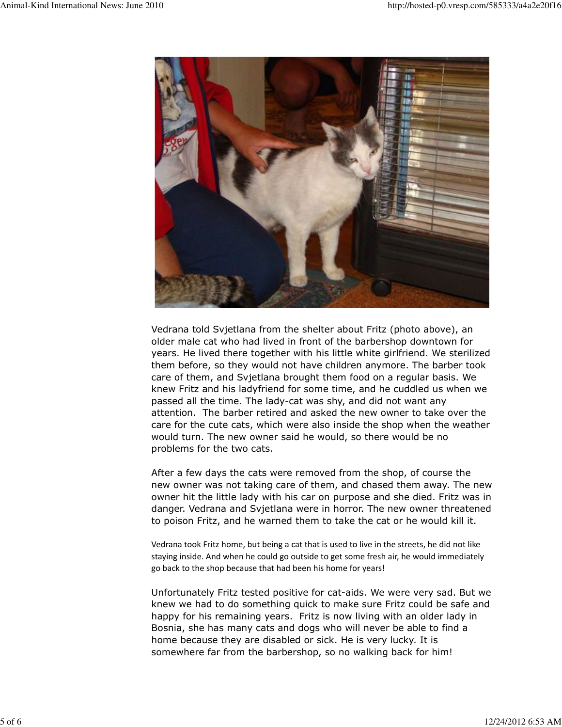Vedrana told Svjetlana from the shelter about Fritz (photo above), an older male cat who had lived in front of the barbershop downtown for years. He lived there together with his little white girlfriend. We sterilized them before, so they would not have children anymore. The barber took care of them, and Svjetlana brought them food on a regular basis. We knew Fritz and his ladyfriend for some time, and he cuddled us when we passed all the time. The lady-cat was shy, and did not want any attention. The barber retired and asked the new owner to take over the care for the cute cats, which were also inside the shop when the weather would turn. The new owner said he would, so there would be no problems for the two cats.

After a few days the cats were removed from the shop, of course the new owner was not taking care of them, and chased them away. The new owner hit the little lady with his car on purpose and she died. Fritz was in danger. Vedrana and Svjetlana were in horror. The new owner threatened to poison Fritz, and he warned them to take the cat or he would kill it.

Vedrana took Fritz home, but being a cat that is used to live in the streets, he did not like staying inside. And when he could go outside to get some fresh air, he would immediately go back to the shop because that had been his home for years!

Unfortunately Fritz tested positive for cat-aids. We were very sad. But we knew we had to do something quick to make sure Fritz could be safe and happy for his remaining years. Fritz is now living with an older lady in Bosnia, she has many cats and dogs who will never be able to find a home because they are disabled or sick. He is very lucky. It is somewhere far from the barbershop, so no walking back for him!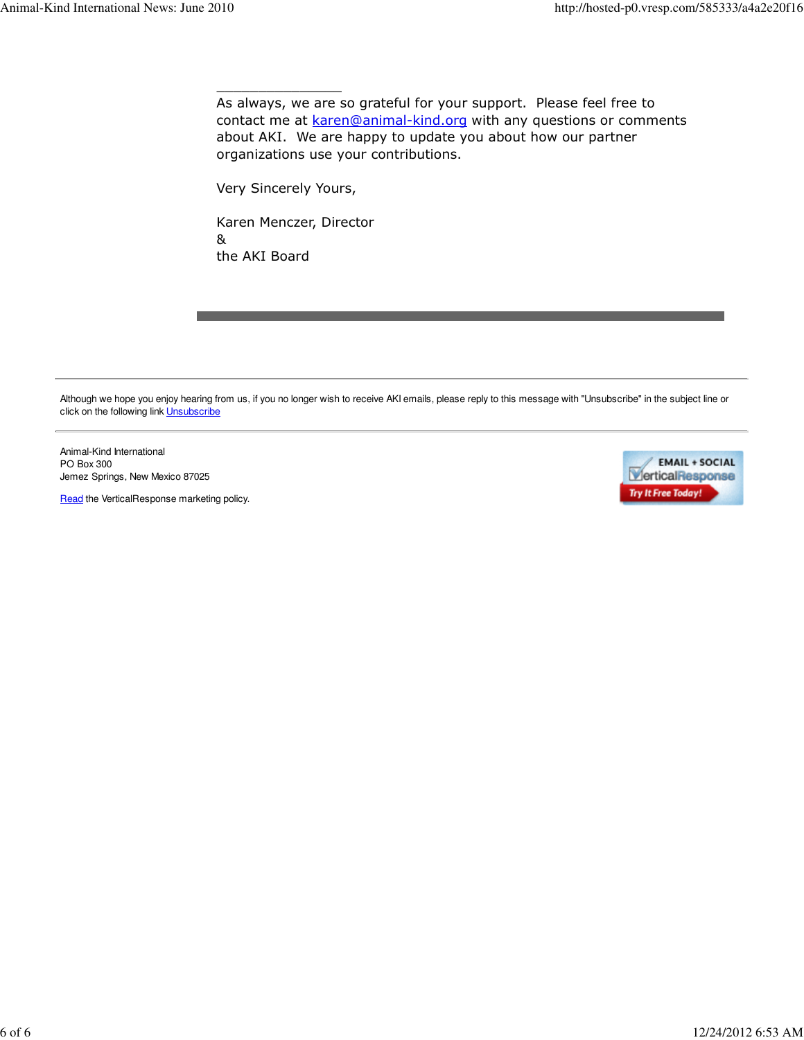________________

As always, we are so grateful for your support.  Please feel free to contact me at karen@animal-kind.org with any questions or comments about AKI.  We are happy to update you about how our partner organizations use your contributions.

Very Sincerely Yours,

Karen Menczer, Director  
&  
the AKI Board

---

Although we hope you enjoy hearing from us, if you no longer wish to receive AKI emails, please reply to this message with "Unsubscribe" in the subject line or click on the following link Unsubscribe

---

Animal-Kind International  
PO Box 300  
Jemez Springs, New Mexico 87025

Read the VerticalResponse marketing policy.

EMAIL + SOCIAL  
VerticalResponse  
Try It Free Today!